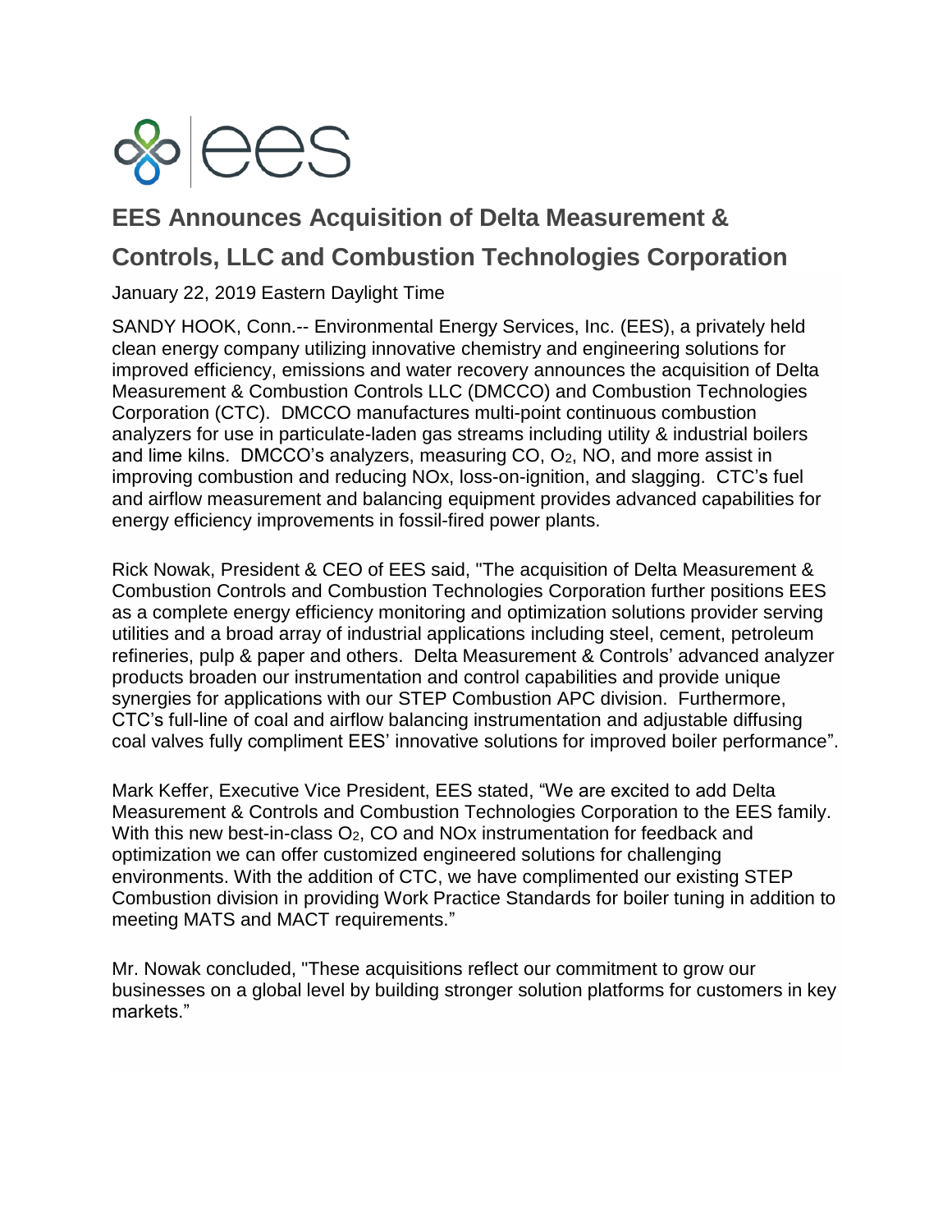# EES Announces Acquisition of Delta Measurement & Controls, LLC and Combustion Technologies Corporation

January 22, 2019 Eastern Daylight Time

SANDY HOOK, Conn.-- Environmental Energy Services, Inc. (EES), a privately held clean energy company utilizing innovative chemistry and engineering solutions for improved efficiency, emissions and water recovery announces the acquisition of Delta Measurement & Combustion Controls LLC (DMCCO) and Combustion Technologies Corporation (CTC). DMCCO manufactures multi-point continuous combustion analyzers for use in particulate-laden gas streams including utility & industrial boilers and lime kilns. DMCCO's analyzers, measuring CO, $O_2$, NO, and more assist in improving combustion and reducing NOx, loss-on-ignition, and slagging. CTC's fuel and airflow measurement and balancing equipment provides advanced capabilities for energy efficiency improvements in fossil-fired power plants.

Rick Nowak, President & CEO of EES said, "The acquisition of Delta Measurement & Combustion Controls and Combustion Technologies Corporation further positions EES as a complete energy efficiency monitoring and optimization solutions provider serving utilities and a broad array of industrial applications including steel, cement, petroleum refineries, pulp & paper and others. Delta Measurement & Controls' advanced analyzer products broaden our instrumentation and control capabilities and provide unique synergies for applications with our STEP Combustion APC division. Furthermore, CTC's full-line of coal and airflow balancing instrumentation and adjustable diffusing coal valves fully compliment EES' innovative solutions for improved boiler performance".

Mark Keffer, Executive Vice President, EES stated, "We are excited to add Delta Measurement & Controls and Combustion Technologies Corporation to the EES family. With this new best-in-class $O_2$, CO and NOx instrumentation for feedback and optimization we can offer customized engineered solutions for challenging environments. With the addition of CTC, we have complimented our existing STEP Combustion division in providing Work Practice Standards for boiler tuning in addition to meeting MATS and MACT requirements."

Mr. Nowak concluded, "These acquisitions reflect our commitment to grow our businesses on a global level by building stronger solution platforms for customers in key markets."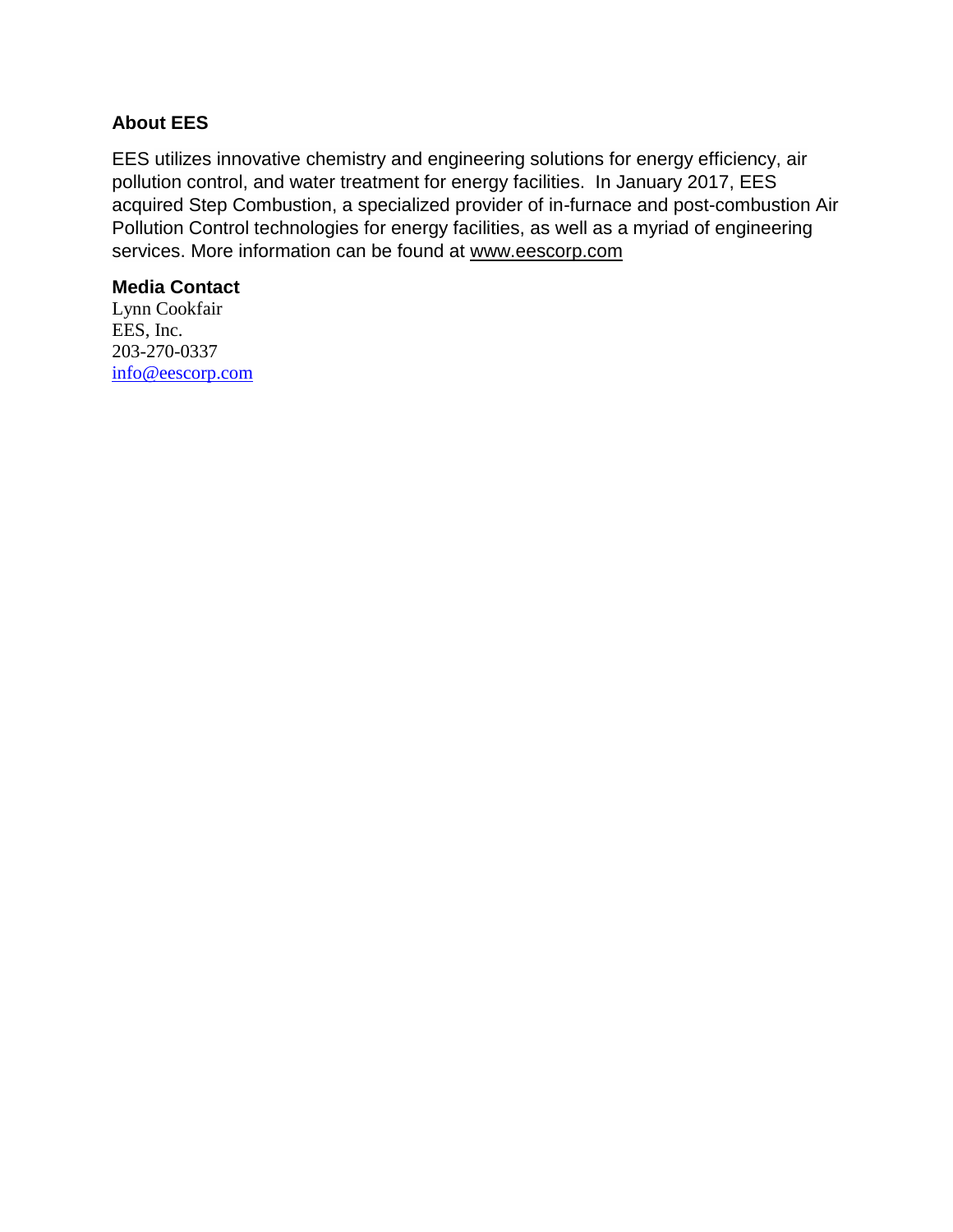## About EES

EES utilizes innovative chemistry and engineering solutions for energy efficiency, air pollution control, and water treatment for energy facilities. In January 2017, EES acquired Step Combustion, a specialized provider of in-furnace and post-combustion Air Pollution Control technologies for energy facilities, as well as a myriad of engineering services. More information can be found at www.eescorp.com

**Media Contact**
Lynn Cookfair
EES, Inc.
203-270-0337
info@eescorp.com